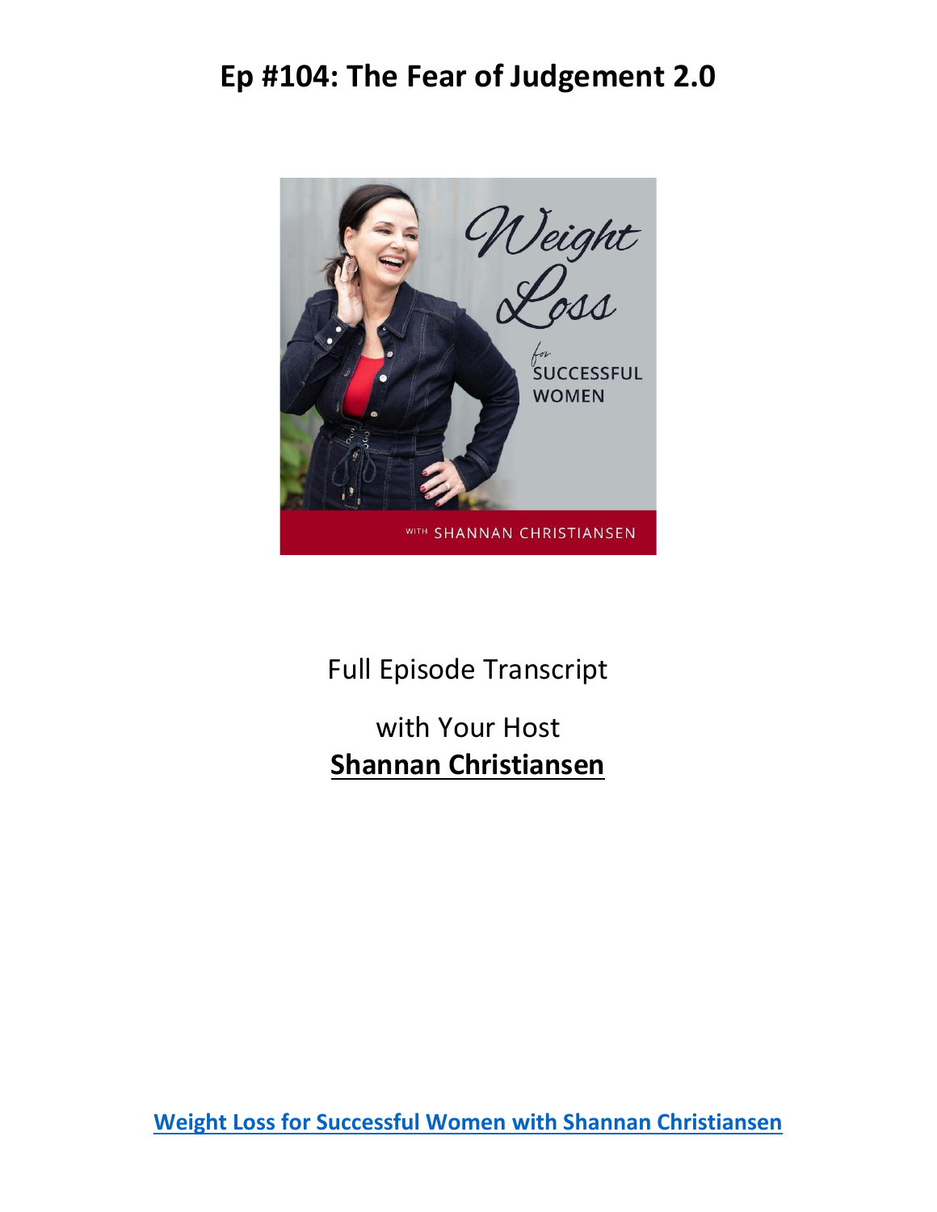# Ep #104: The Fear of Judgement 2.0

Full Episode Transcript

with Your Host

**Shannan Christiansen**

**Weight Loss for Successful Women with Shannan Christiansen**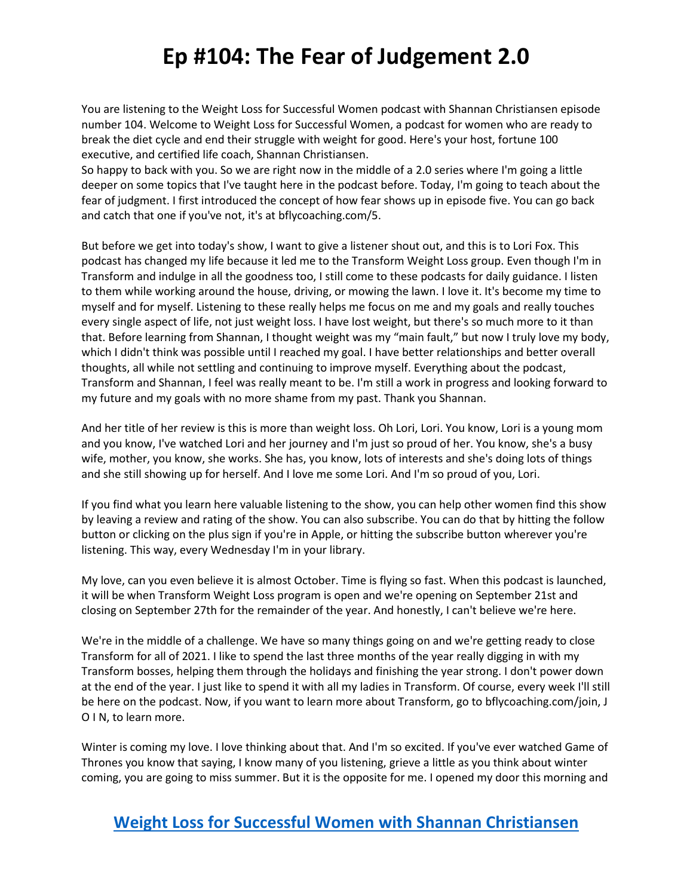# Ep #104: The Fear of Judgement 2.0

You are listening to the Weight Loss for Successful Women podcast with Shannan Christiansen episode number 104. Welcome to Weight Loss for Successful Women, a podcast for women who are ready to break the diet cycle and end their struggle with weight for good. Here's your host, fortune 100 executive, and certified life coach, Shannan Christiansen.
So happy to back with you. So we are right now in the middle of a 2.0 series where I'm going a little deeper on some topics that I've taught here in the podcast before. Today, I'm going to teach about the fear of judgment. I first introduced the concept of how fear shows up in episode five. You can go back and catch that one if you've not, it's at bflycoaching.com/5.

But before we get into today's show, I want to give a listener shout out, and this is to Lori Fox. This podcast has changed my life because it led me to the Transform Weight Loss group. Even though I'm in Transform and indulge in all the goodness too, I still come to these podcasts for daily guidance. I listen to them while working around the house, driving, or mowing the lawn. I love it. It's become my time to myself and for myself. Listening to these really helps me focus on me and my goals and really touches every single aspect of life, not just weight loss. I have lost weight, but there's so much more to it than that. Before learning from Shannan, I thought weight was my "main fault," but now I truly love my body, which I didn't think was possible until I reached my goal. I have better relationships and better overall thoughts, all while not settling and continuing to improve myself. Everything about the podcast, Transform and Shannan, I feel was really meant to be. I'm still a work in progress and looking forward to my future and my goals with no more shame from my past. Thank you Shannan.

And her title of her review is this is more than weight loss. Oh Lori, Lori. You know, Lori is a young mom and you know, I've watched Lori and her journey and I'm just so proud of her. You know, she's a busy wife, mother, you know, she works. She has, you know, lots of interests and she's doing lots of things and she still showing up for herself. And I love me some Lori. And I'm so proud of you, Lori.

If you find what you learn here valuable listening to the show, you can help other women find this show by leaving a review and rating of the show. You can also subscribe. You can do that by hitting the follow button or clicking on the plus sign if you're in Apple, or hitting the subscribe button wherever you're listening. This way, every Wednesday I'm in your library.

My love, can you even believe it is almost October. Time is flying so fast. When this podcast is launched, it will be when Transform Weight Loss program is open and we're opening on September 21st and closing on September 27th for the remainder of the year. And honestly, I can't believe we're here.

We're in the middle of a challenge. We have so many things going on and we're getting ready to close Transform for all of 2021. I like to spend the last three months of the year really digging in with my Transform bosses, helping them through the holidays and finishing the year strong. I don't power down at the end of the year. I just like to spend it with all my ladies in Transform. Of course, every week I'll still be here on the podcast. Now, if you want to learn more about Transform, go to bflycoaching.com/join, J O I N, to learn more.

Winter is coming my love. I love thinking about that. And I'm so excited. If you've ever watched Game of Thrones you know that saying, I know many of you listening, grieve a little as you think about winter coming, you are going to miss summer. But it is the opposite for me. I opened my door this morning and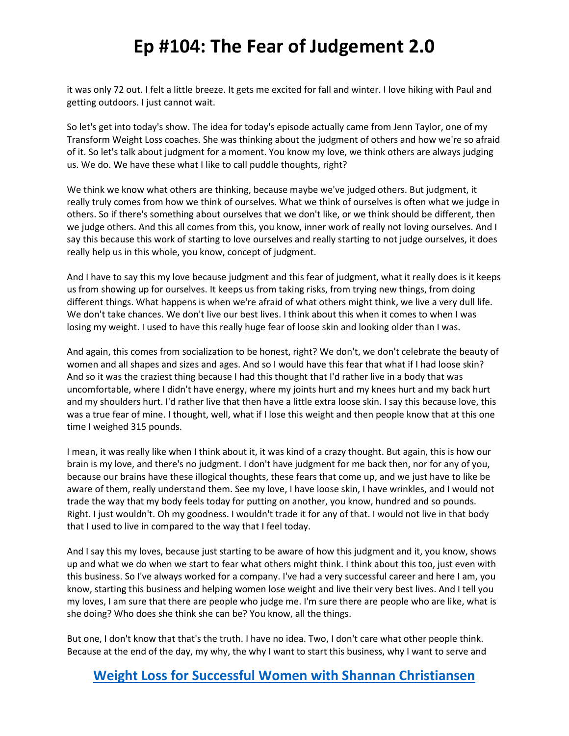it was only 72 out. I felt a little breeze. It gets me excited for fall and winter. I love hiking with Paul and getting outdoors. I just cannot wait.

So let's get into today's show. The idea for today's episode actually came from Jenn Taylor, one of my Transform Weight Loss coaches. She was thinking about the judgment of others and how we're so afraid of it. So let's talk about judgment for a moment. You know my love, we think others are always judging us. We do. We have these what I like to call puddle thoughts, right?

We think we know what others are thinking, because maybe we've judged others. But judgment, it really truly comes from how we think of ourselves. What we think of ourselves is often what we judge in others. So if there's something about ourselves that we don't like, or we think should be different, then we judge others. And this all comes from this, you know, inner work of really not loving ourselves. And I say this because this work of starting to love ourselves and really starting to not judge ourselves, it does really help us in this whole, you know, concept of judgment.

And I have to say this my love because judgment and this fear of judgment, what it really does is it keeps us from showing up for ourselves. It keeps us from taking risks, from trying new things, from doing different things. What happens is when we're afraid of what others might think, we live a very dull life. We don't take chances. We don't live our best lives. I think about this when it comes to when I was losing my weight. I used to have this really huge fear of loose skin and looking older than I was.

And again, this comes from socialization to be honest, right? We don't, we don't celebrate the beauty of women and all shapes and sizes and ages. And so I would have this fear that what if I had loose skin? And so it was the craziest thing because I had this thought that I'd rather live in a body that was uncomfortable, where I didn't have energy, where my joints hurt and my knees hurt and my back hurt and my shoulders hurt. I'd rather live that then have a little extra loose skin. I say this because love, this was a true fear of mine. I thought, well, what if I lose this weight and then people know that at this one time I weighed 315 pounds.

I mean, it was really like when I think about it, it was kind of a crazy thought. But again, this is how our brain is my love, and there's no judgment. I don't have judgment for me back then, nor for any of you, because our brains have these illogical thoughts, these fears that come up, and we just have to like be aware of them, really understand them. See my love, I have loose skin, I have wrinkles, and I would not trade the way that my body feels today for putting on another, you know, hundred and so pounds. Right. I just wouldn't. Oh my goodness. I wouldn't trade it for any of that. I would not live in that body that I used to live in compared to the way that I feel today.

And I say this my loves, because just starting to be aware of how this judgment and it, you know, shows up and what we do when we start to fear what others might think. I think about this too, just even with this business. So I've always worked for a company. I've had a very successful career and here I am, you know, starting this business and helping women lose weight and live their very best lives. And I tell you my loves, I am sure that there are people who judge me. I'm sure there are people who are like, what is she doing? Who does she think she can be? You know, all the things.

But one, I don't know that that's the truth. I have no idea. Two, I don't care what other people think. Because at the end of the day, my why, the why I want to start this business, why I want to serve and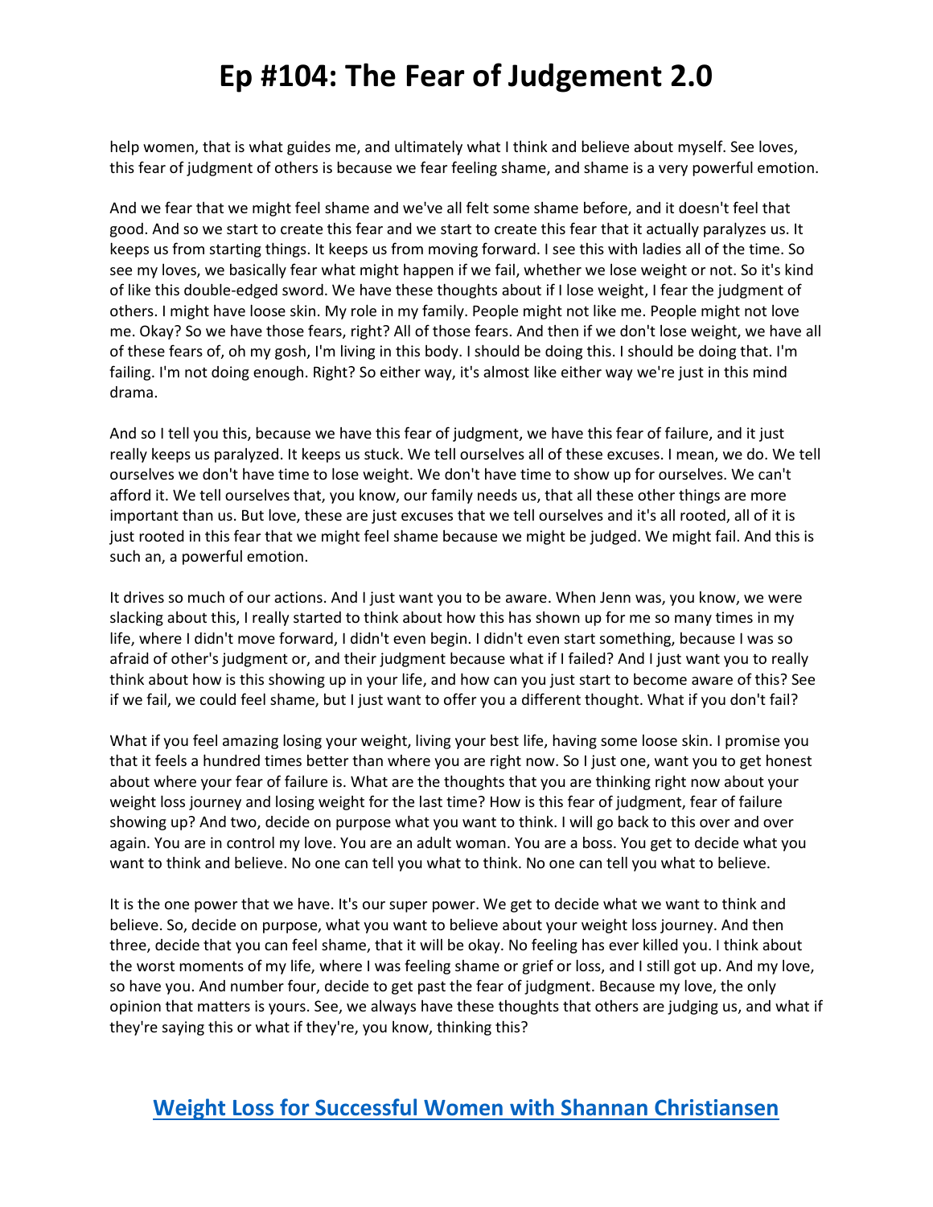help women, that is what guides me, and ultimately what I think and believe about myself. See loves, this fear of judgment of others is because we fear feeling shame, and shame is a very powerful emotion.

And we fear that we might feel shame and we've all felt some shame before, and it doesn't feel that good. And so we start to create this fear and we start to create this fear that it actually paralyzes us. It keeps us from starting things. It keeps us from moving forward. I see this with ladies all of the time. So see my loves, we basically fear what might happen if we fail, whether we lose weight or not. So it's kind of like this double-edged sword. We have these thoughts about if I lose weight, I fear the judgment of others. I might have loose skin. My role in my family. People might not like me. People might not love me. Okay? So we have those fears, right? All of those fears. And then if we don't lose weight, we have all of these fears of, oh my gosh, I'm living in this body. I should be doing this. I should be doing that. I'm failing. I'm not doing enough. Right? So either way, it's almost like either way we're just in this mind drama.

And so I tell you this, because we have this fear of judgment, we have this fear of failure, and it just really keeps us paralyzed. It keeps us stuck. We tell ourselves all of these excuses. I mean, we do. We tell ourselves we don't have time to lose weight. We don't have time to show up for ourselves. We can't afford it. We tell ourselves that, you know, our family needs us, that all these other things are more important than us. But love, these are just excuses that we tell ourselves and it's all rooted, all of it is just rooted in this fear that we might feel shame because we might be judged. We might fail. And this is such an, a powerful emotion.

It drives so much of our actions. And I just want you to be aware. When Jenn was, you know, we were slacking about this, I really started to think about how this has shown up for me so many times in my life, where I didn't move forward, I didn't even begin. I didn't even start something, because I was so afraid of other's judgment or, and their judgment because what if I failed? And I just want you to really think about how is this showing up in your life, and how can you just start to become aware of this? See if we fail, we could feel shame, but I just want to offer you a different thought. What if you don't fail?

What if you feel amazing losing your weight, living your best life, having some loose skin. I promise you that it feels a hundred times better than where you are right now. So I just one, want you to get honest about where your fear of failure is. What are the thoughts that you are thinking right now about your weight loss journey and losing weight for the last time? How is this fear of judgment, fear of failure showing up? And two, decide on purpose what you want to think. I will go back to this over and over again. You are in control my love. You are an adult woman. You are a boss. You get to decide what you want to think and believe. No one can tell you what to think. No one can tell you what to believe.

It is the one power that we have. It's our super power. We get to decide what we want to think and believe. So, decide on purpose, what you want to believe about your weight loss journey. And then three, decide that you can feel shame, that it will be okay. No feeling has ever killed you. I think about the worst moments of my life, where I was feeling shame or grief or loss, and I still got up. And my love, so have you. And number four, decide to get past the fear of judgment. Because my love, the only opinion that matters is yours. See, we always have these thoughts that others are judging us, and what if they're saying this or what if they're, you know, thinking this?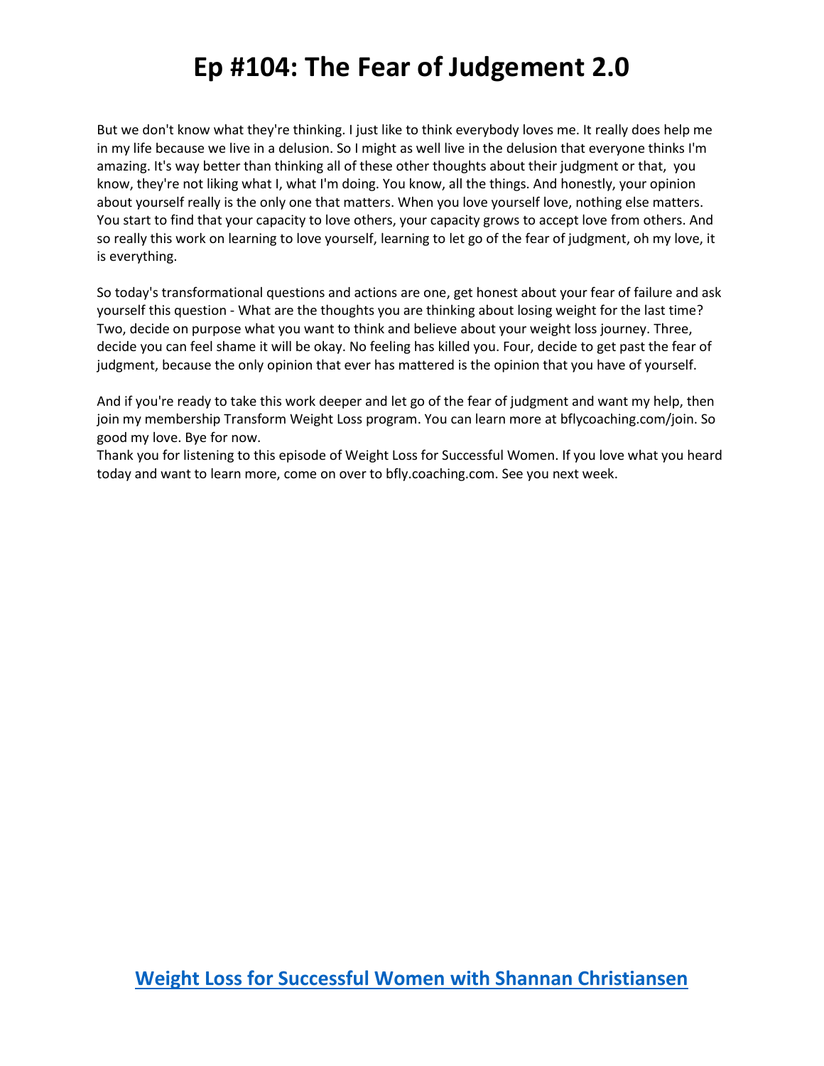But we don't know what they're thinking. I just like to think everybody loves me. It really does help me in my life because we live in a delusion. So I might as well live in the delusion that everyone thinks I'm amazing. It's way better than thinking all of these other thoughts about their judgment or that, you know, they're not liking what I, what I'm doing. You know, all the things. And honestly, your opinion about yourself really is the only one that matters. When you love yourself love, nothing else matters. You start to find that your capacity to love others, your capacity grows to accept love from others. And so really this work on learning to love yourself, learning to let go of the fear of judgment, oh my love, it is everything.

So today's transformational questions and actions are one, get honest about your fear of failure and ask yourself this question - What are the thoughts you are thinking about losing weight for the last time? Two, decide on purpose what you want to think and believe about your weight loss journey. Three, decide you can feel shame it will be okay. No feeling has killed you. Four, decide to get past the fear of judgment, because the only opinion that ever has mattered is the opinion that you have of yourself.

And if you're ready to take this work deeper and let go of the fear of judgment and want my help, then join my membership Transform Weight Loss program. You can learn more at bflycoaching.com/join. So good my love. Bye for now.

Thank you for listening to this episode of Weight Loss for Successful Women. If you love what you heard today and want to learn more, come on over to bfly.coaching.com. See you next week.